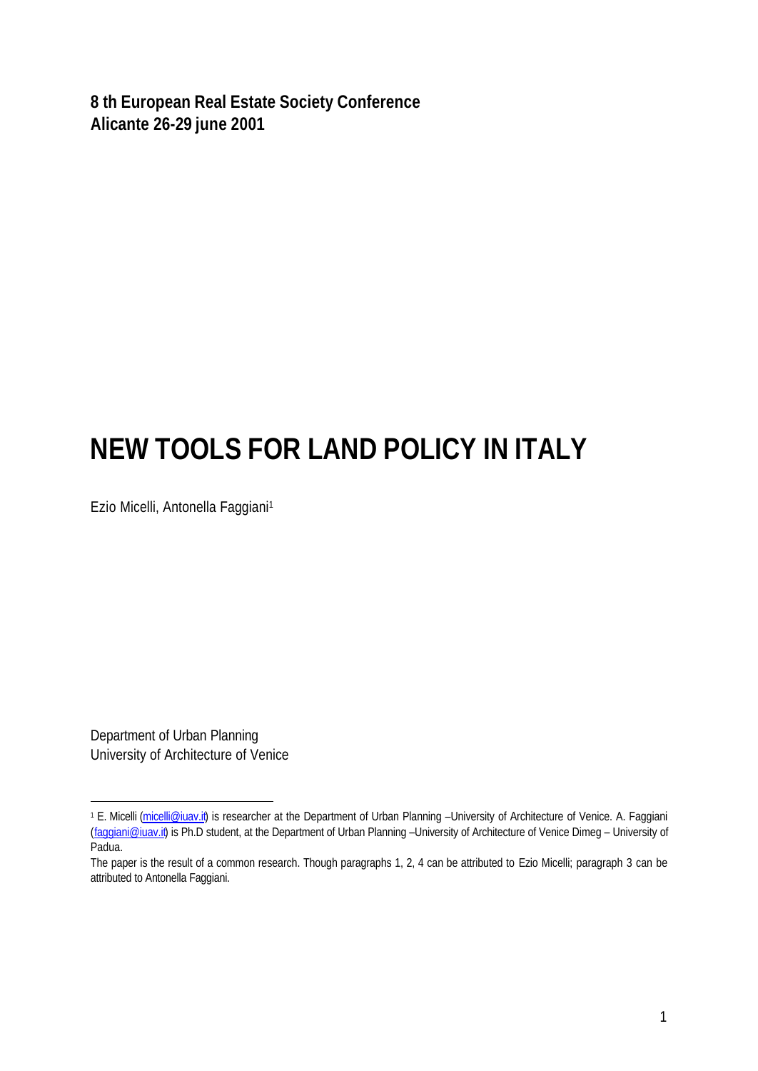**8 th European Real Estate Society Conference**
**Alicante 26-29 june 2001**

# NEW TOOLS FOR LAND POLICY IN ITALY

Ezio Micelli, Antonella Faggiani[1]

Department of Urban Planning
University of Architecture of Venice

---

[1] E. Micelli (micelli@iuav.it) is researcher at the Department of Urban Planning –University of Architecture of Venice. A. Faggiani (faggiani@iuav.it) is Ph.D student, at the Department of Urban Planning –University of Architecture of Venice Dimeg – University of Padua.

The paper is the result of a common research. Though paragraphs 1, 2, 4 can be attributed to Ezio Micelli; paragraph 3 can be attributed to Antonella Faggiani.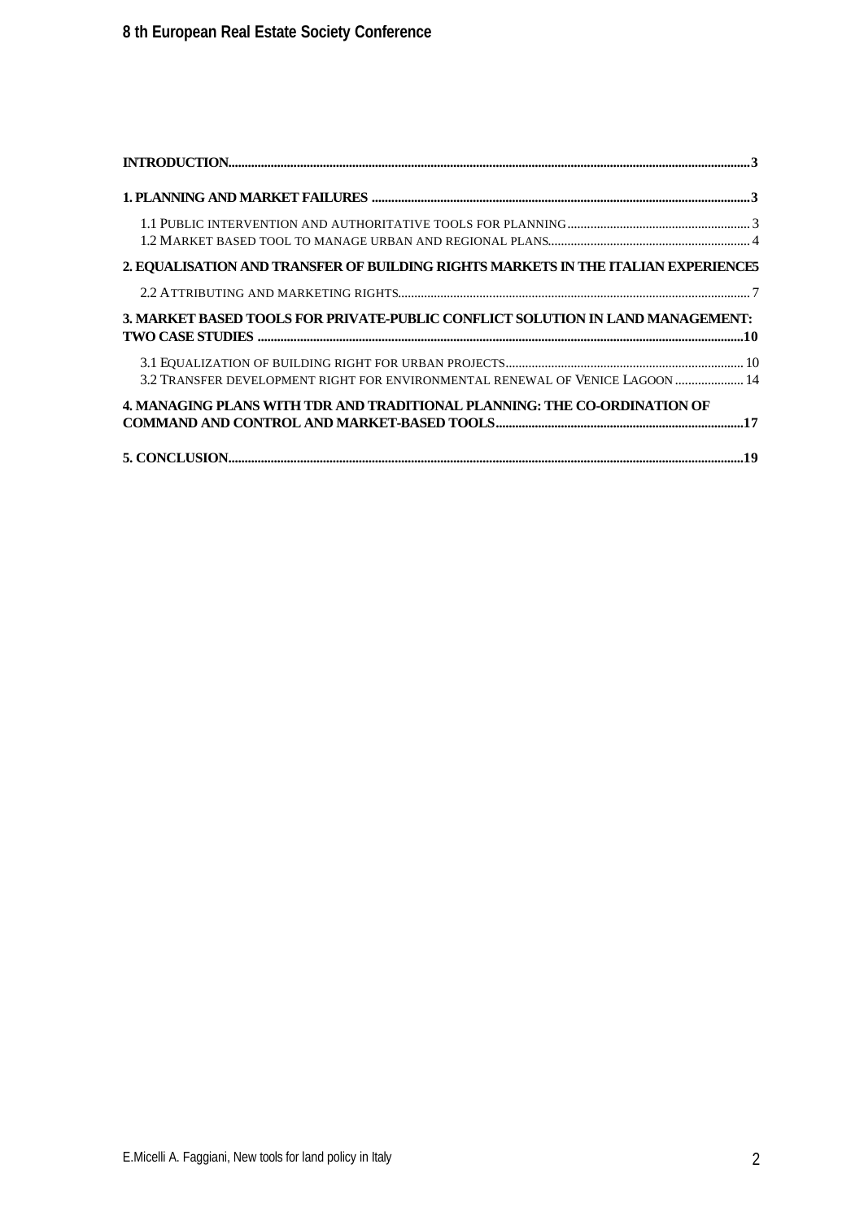**INTRODUCTION**......................................................................................................................................................3

**1. PLANNING AND MARKET FAILURES** ...................................................................................................................3

1.1 Public intervention and authoritative tools for planning ........................................................ 3
1.2 Market based tool to manage urban and regional plans............................................................... 4

**2. EQUALISATION AND TRANSFER OF BUILDING RIGHTS MARKETS IN THE ITALIAN EXPERIENCE**5

2.2 Attributing and marketing rights........................................................................................................... 7

**3. MARKET BASED TOOLS FOR PRIVATE-PUBLIC CONFLICT SOLUTION IN LAND MANAGEMENT: TWO CASE STUDIES** ...................................................................................................................................10

3.1 Equalization of building right for urban projects......................................................................... 10
3.2 Transfer development right for environmental renewal of Venice Lagoon ..................... 14

**4. MANAGING PLANS WITH TDR AND TRADITIONAL PLANNING: THE CO-ORDINATION OF COMMAND AND CONTROL AND MARKET-BASED TOOLS**...........................................................................17

**5. CONCLUSION**...........................................................................................................................................................19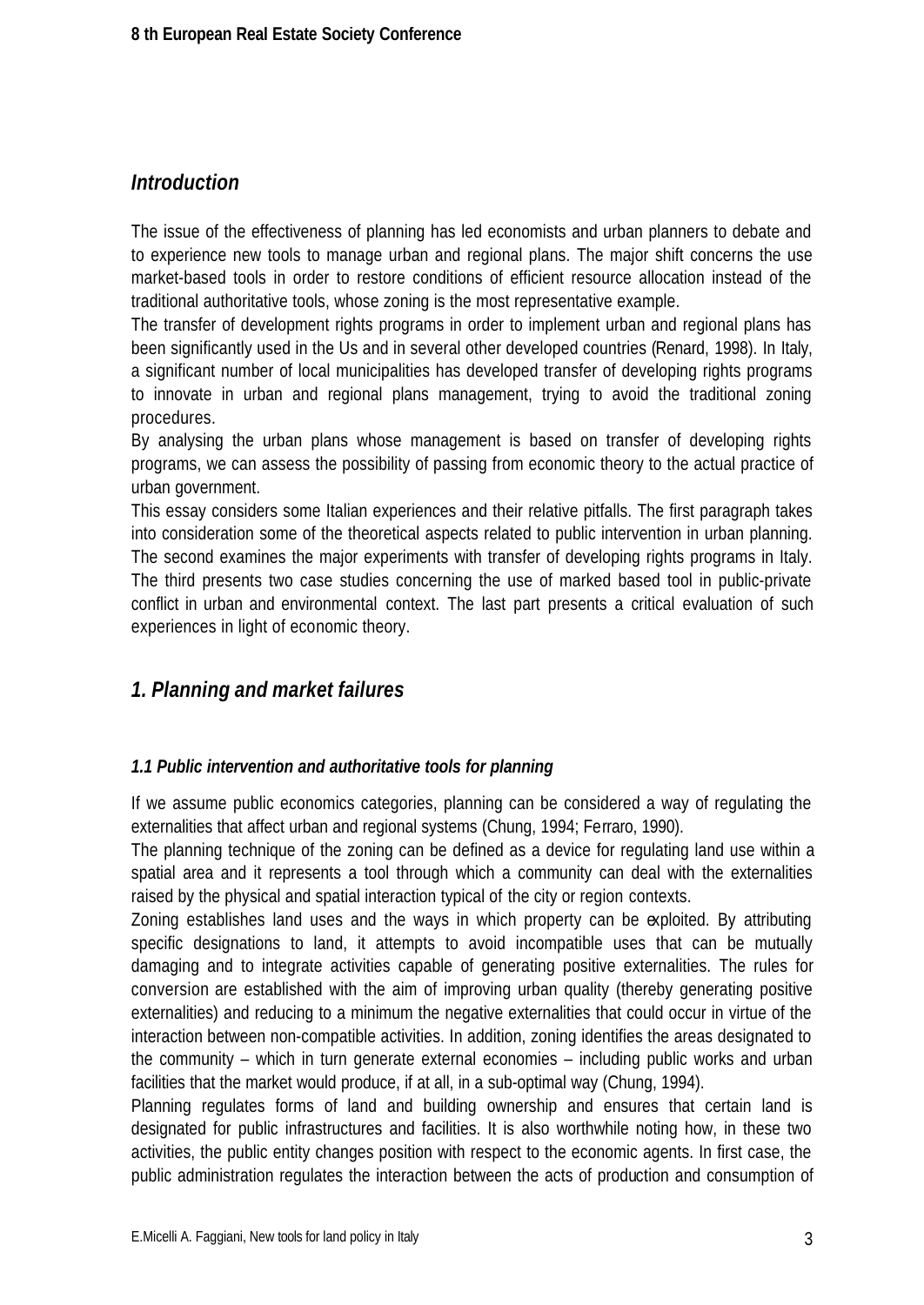## *Introduction*

The issue of the effectiveness of planning has led economists and urban planners to debate and to experience new tools to manage urban and regional plans. The major shift concerns the use market-based tools in order to restore conditions of efficient resource allocation instead of the traditional authoritative tools, whose zoning is the most representative example.

The transfer of development rights programs in order to implement urban and regional plans has been significantly used in the Us and in several other developed countries (Renard, 1998). In Italy, a significant number of local municipalities has developed transfer of developing rights programs to innovate in urban and regional plans management, trying to avoid the traditional zoning procedures.

By analysing the urban plans whose management is based on transfer of developing rights programs, we can assess the possibility of passing from economic theory to the actual practice of urban government.

This essay considers some Italian experiences and their relative pitfalls. The first paragraph takes into consideration some of the theoretical aspects related to public intervention in urban planning. The second examines the major experiments with transfer of developing rights programs in Italy. The third presents two case studies concerning the use of marked based tool in public-private conflict in urban and environmental context. The last part presents a critical evaluation of such experiences in light of economic theory.

## *1. Planning and market failures*

### *1.1 Public intervention and authoritative tools for planning*

If we assume public economics categories, planning can be considered a way of regulating the externalities that affect urban and regional systems (Chung, 1994; Ferraro, 1990).

The planning technique of the zoning can be defined as a device for regulating land use within a spatial area and it represents a tool through which a community can deal with the externalities raised by the physical and spatial interaction typical of the city or region contexts.

Zoning establishes land uses and the ways in which property can be exploited. By attributing specific designations to land, it attempts to avoid incompatible uses that can be mutually damaging and to integrate activities capable of generating positive externalities. The rules for conversion are established with the aim of improving urban quality (thereby generating positive externalities) and reducing to a minimum the negative externalities that could occur in virtue of the interaction between non-compatible activities. In addition, zoning identifies the areas designated to the community – which in turn generate external economies – including public works and urban facilities that the market would produce, if at all, in a sub-optimal way (Chung, 1994).

Planning regulates forms of land and building ownership and ensures that certain land is designated for public infrastructures and facilities. It is also worthwhile noting how, in these two activities, the public entity changes position with respect to the economic agents. In first case, the public administration regulates the interaction between the acts of production and consumption of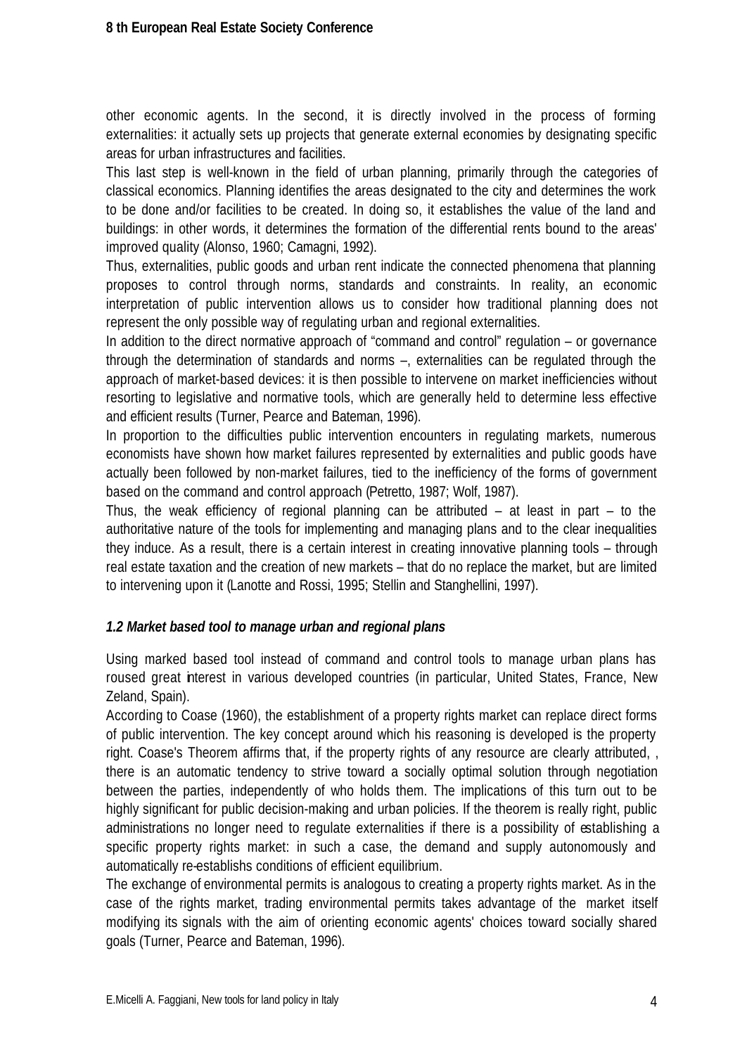other economic agents. In the second, it is directly involved in the process of forming externalities: it actually sets up projects that generate external economies by designating specific areas for urban infrastructures and facilities.

This last step is well-known in the field of urban planning, primarily through the categories of classical economics. Planning identifies the areas designated to the city and determines the work to be done and/or facilities to be created. In doing so, it establishes the value of the land and buildings: in other words, it determines the formation of the differential rents bound to the areas' improved quality (Alonso, 1960; Camagni, 1992).

Thus, externalities, public goods and urban rent indicate the connected phenomena that planning proposes to control through norms, standards and constraints. In reality, an economic interpretation of public intervention allows us to consider how traditional planning does not represent the only possible way of regulating urban and regional externalities.

In addition to the direct normative approach of "command and control" regulation – or governance through the determination of standards and norms –, externalities can be regulated through the approach of market-based devices: it is then possible to intervene on market inefficiencies without resorting to legislative and normative tools, which are generally held to determine less effective and efficient results (Turner, Pearce and Bateman, 1996).

In proportion to the difficulties public intervention encounters in regulating markets, numerous economists have shown how market failures represented by externalities and public goods have actually been followed by non-market failures, tied to the inefficiency of the forms of government based on the command and control approach (Petretto, 1987; Wolf, 1987).

Thus, the weak efficiency of regional planning can be attributed – at least in part – to the authoritative nature of the tools for implementing and managing plans and to the clear inequalities they induce. As a result, there is a certain interest in creating innovative planning tools – through real estate taxation and the creation of new markets – that do no replace the market, but are limited to intervening upon it (Lanotte and Rossi, 1995; Stellin and Stanghellini, 1997).

### *1.2 Market based tool to manage urban and regional plans*

Using marked based tool instead of command and control tools to manage urban plans has roused great interest in various developed countries (in particular, United States, France, New Zeland, Spain).

According to Coase (1960), the establishment of a property rights market can replace direct forms of public intervention. The key concept around which his reasoning is developed is the property right. Coase's Theorem affirms that, if the property rights of any resource are clearly attributed, , there is an automatic tendency to strive toward a socially optimal solution through negotiation between the parties, independently of who holds them. The implications of this turn out to be highly significant for public decision-making and urban policies. If the theorem is really right, public administrations no longer need to regulate externalities if there is a possibility of establishing a specific property rights market: in such a case, the demand and supply autonomously and automatically re-establishs conditions of efficient equilibrium.

The exchange of environmental permits is analogous to creating a property rights market. As in the case of the rights market, trading environmental permits takes advantage of the market itself modifying its signals with the aim of orienting economic agents' choices toward socially shared goals (Turner, Pearce and Bateman, 1996).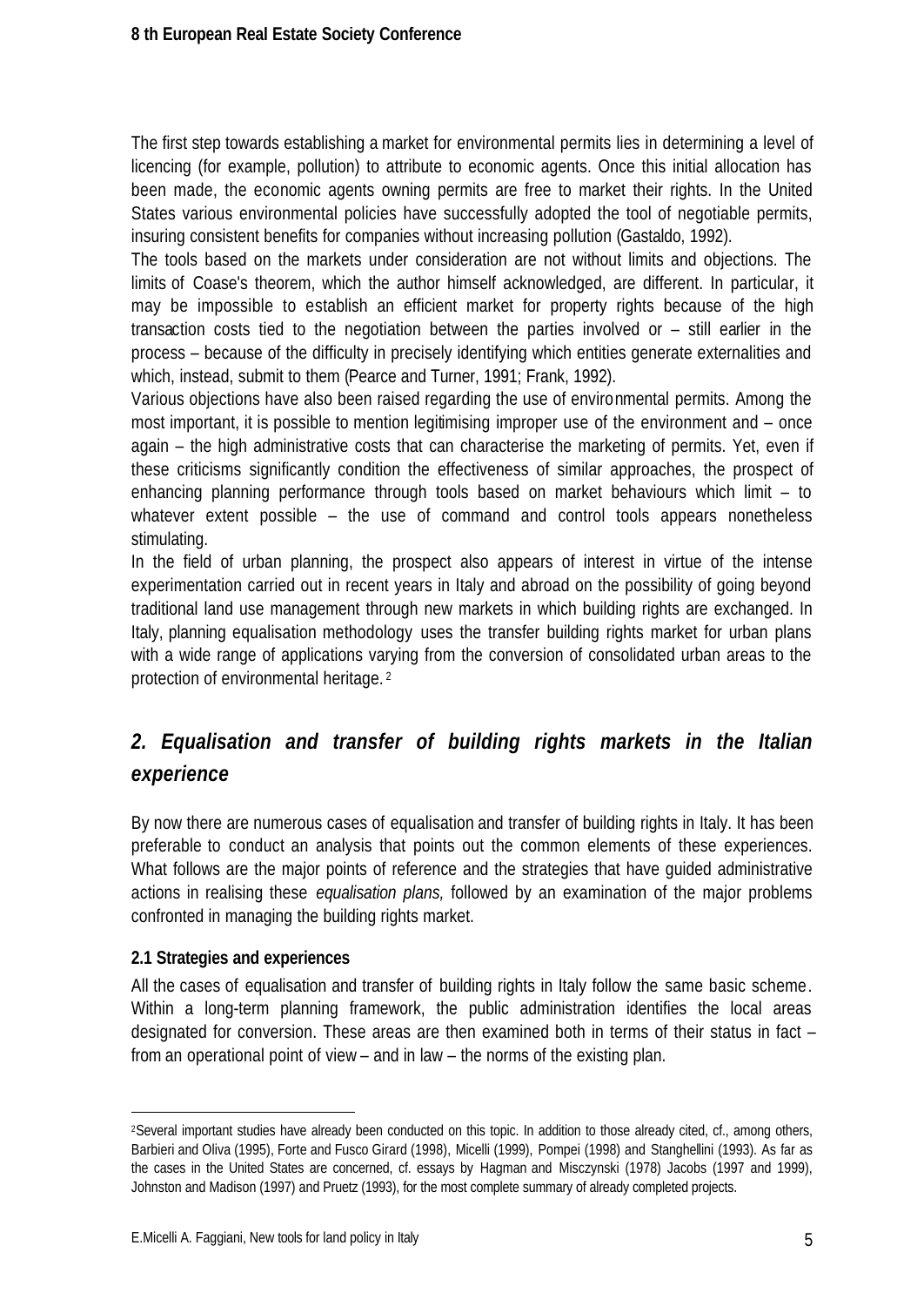The first step towards establishing a market for environmental permits lies in determining a level of licencing (for example, pollution) to attribute to economic agents. Once this initial allocation has been made, the economic agents owning permits are free to market their rights. In the United States various environmental policies have successfully adopted the tool of negotiable permits, insuring consistent benefits for companies without increasing pollution (Gastaldo, 1992).

The tools based on the markets under consideration are not without limits and objections. The limits of Coase's theorem, which the author himself acknowledged, are different. In particular, it may be impossible to establish an efficient market for property rights because of the high transaction costs tied to the negotiation between the parties involved or – still earlier in the process – because of the difficulty in precisely identifying which entities generate externalities and which, instead, submit to them (Pearce and Turner, 1991; Frank, 1992).

Various objections have also been raised regarding the use of environmental permits. Among the most important, it is possible to mention legitimising improper use of the environment and – once again – the high administrative costs that can characterise the marketing of permits. Yet, even if these criticisms significantly condition the effectiveness of similar approaches, the prospect of enhancing planning performance through tools based on market behaviours which limit – to whatever extent possible – the use of command and control tools appears nonetheless stimulating.

In the field of urban planning, the prospect also appears of interest in virtue of the intense experimentation carried out in recent years in Italy and abroad on the possibility of going beyond traditional land use management through new markets in which building rights are exchanged. In Italy, planning equalisation methodology uses the transfer building rights market for urban plans with a wide range of applications varying from the conversion of consolidated urban areas to the protection of environmental heritage. [2]

## *2. Equalisation and transfer of building rights markets in the Italian experience*

By now there are numerous cases of equalisation and transfer of building rights in Italy. It has been preferable to conduct an analysis that points out the common elements of these experiences. What follows are the major points of reference and the strategies that have guided administrative actions in realising these *equalisation plans,* followed by an examination of the major problems confronted in managing the building rights market.

### 2.1 Strategies and experiences

All the cases of equalisation and transfer of building rights in Italy follow the same basic scheme. Within a long-term planning framework, the public administration identifies the local areas designated for conversion. These areas are then examined both in terms of their status in fact – from an operational point of view – and in law – the norms of the existing plan.

---

[2]Several important studies have already been conducted on this topic. In addition to those already cited, cf., among others, Barbieri and Oliva (1995), Forte and Fusco Girard (1998), Micelli (1999), Pompei (1998) and Stanghellini (1993). As far as the cases in the United States are concerned, cf. essays by Hagman and Misczynski (1978) Jacobs (1997 and 1999), Johnston and Madison (1997) and Pruetz (1993), for the most complete summary of already completed projects.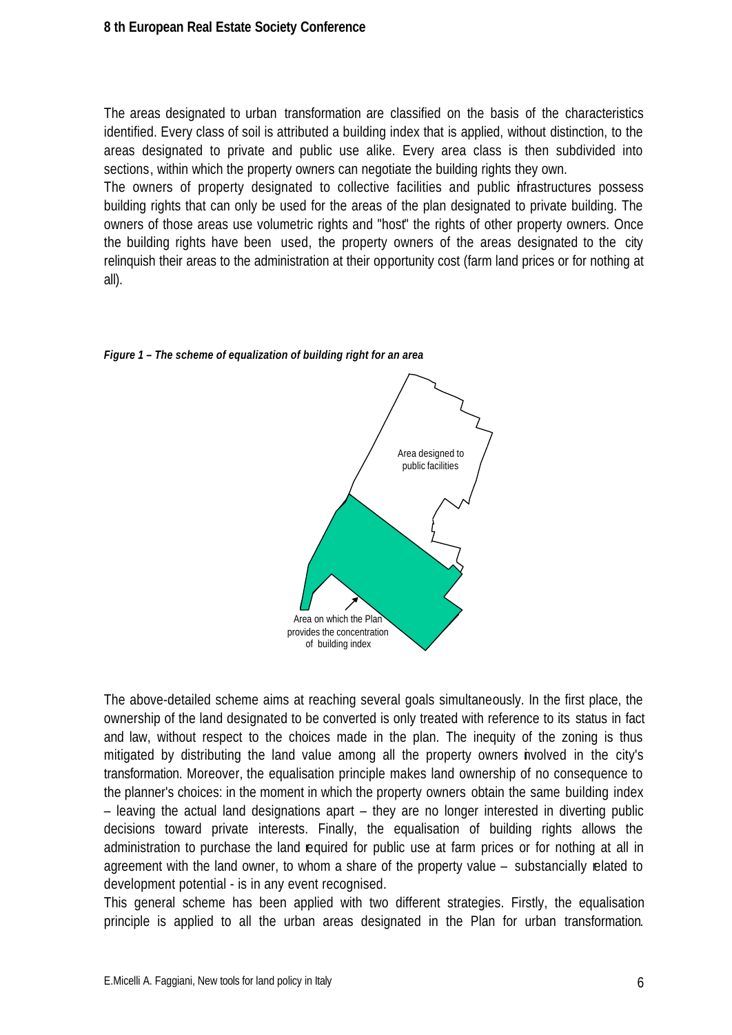The areas designated to urban transformation are classified on the basis of the characteristics identified. Every class of soil is attributed a building index that is applied, without distinction, to the areas designated to private and public use alike. Every area class is then subdivided into sections, within which the property owners can negotiate the building rights they own.

The owners of property designated to collective facilities and public infrastructures possess building rights that can only be used for the areas of the plan designated to private building. The owners of those areas use volumetric rights and "host" the rights of other property owners. Once the building rights have been used, the property owners of the areas designated to the city relinquish their areas to the administration at their opportunity cost (farm land prices or for nothing at all).

***Figure 1 – The scheme of equalization of building right for an area***

Area designed to public facilities

Area on which the Plan provides the concentration of building index

The above-detailed scheme aims at reaching several goals simultaneously. In the first place, the ownership of the land designated to be converted is only treated with reference to its status in fact and law, without respect to the choices made in the plan. The inequity of the zoning is thus mitigated by distributing the land value among all the property owners involved in the city's transformation. Moreover, the equalisation principle makes land ownership of no consequence to the planner's choices: in the moment in which the property owners obtain the same building index – leaving the actual land designations apart – they are no longer interested in diverting public decisions toward private interests. Finally, the equalisation of building rights allows the administration to purchase the land required for public use at farm prices or for nothing at all in agreement with the land owner, to whom a share of the property value – substancially related to development potential - is in any event recognised.

This general scheme has been applied with two different strategies. Firstly, the equalisation principle is applied to all the urban areas designated in the Plan for urban transformation.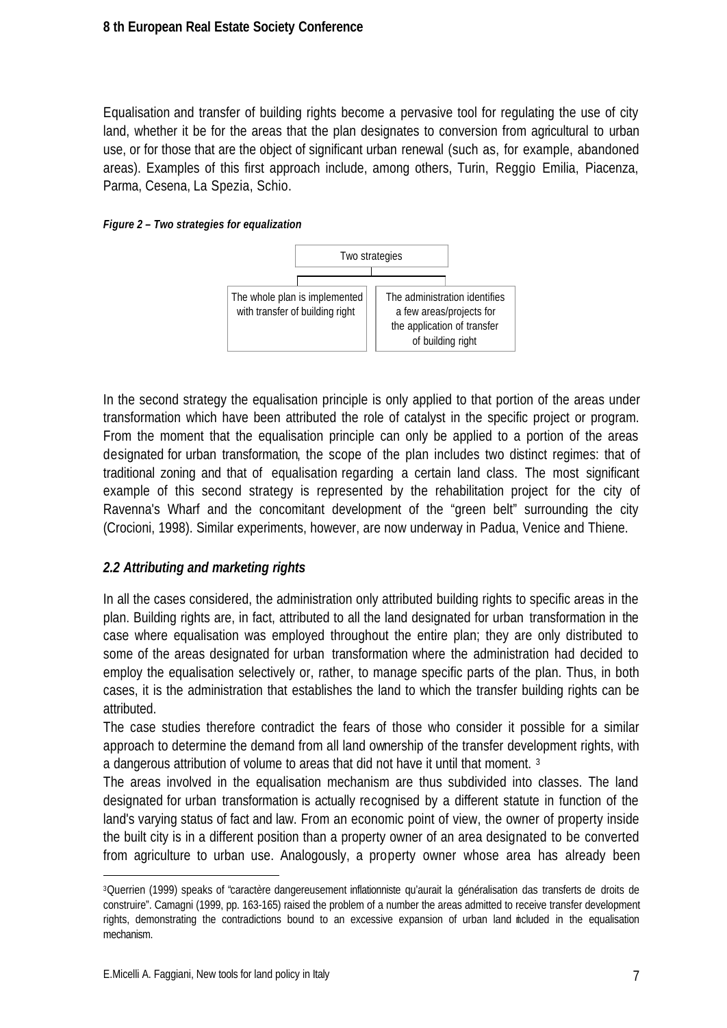Equalisation and transfer of building rights become a pervasive tool for regulating the use of city land, whether it be for the areas that the plan designates to conversion from agricultural to urban use, or for those that are the object of significant urban renewal (such as, for example, abandoned areas). Examples of this first approach include, among others, Turin, Reggio Emilia, Piacenza, Parma, Cesena, La Spezia, Schio.

***Figure 2 – Two strategies for equalization***

Two strategies

- The whole plan is implemented with transfer of building right
- The administration identifies a few areas/projects for the application of transfer of building right

In the second strategy the equalisation principle is only applied to that portion of the areas under transformation which have been attributed the role of catalyst in the specific project or program. From the moment that the equalisation principle can only be applied to a portion of the areas designated for urban transformation, the scope of the plan includes two distinct regimes: that of traditional zoning and that of equalisation regarding a certain land class. The most significant example of this second strategy is represented by the rehabilitation project for the city of Ravenna's Wharf and the concomitant development of the "green belt" surrounding the city (Crocioni, 1998). Similar experiments, however, are now underway in Padua, Venice and Thiene.

### *2.2 Attributing and marketing rights*

In all the cases considered, the administration only attributed building rights to specific areas in the plan. Building rights are, in fact, attributed to all the land designated for urban transformation in the case where equalisation was employed throughout the entire plan; they are only distributed to some of the areas designated for urban transformation where the administration had decided to employ the equalisation selectively or, rather, to manage specific parts of the plan. Thus, in both cases, it is the administration that establishes the land to which the transfer building rights can be attributed.

The case studies therefore contradict the fears of those who consider it possible for a similar approach to determine the demand from all land ownership of the transfer development rights, with a dangerous attribution of volume to areas that did not have it until that moment. [3]

The areas involved in the equalisation mechanism are thus subdivided into classes. The land designated for urban transformation is actually recognised by a different statute in function of the land's varying status of fact and law. From an economic point of view, the owner of property inside the built city is in a different position than a property owner of an area designated to be converted from agriculture to urban use. Analogously, a property owner whose area has already been

[3] Querrien (1999) speaks of "caractère dangereusement inflationniste qu'aurait la généralisation das transferts de droits de construire". Camagni (1999, pp. 163-165) raised the problem of a number the areas admitted to receive transfer development rights, demonstrating the contradictions bound to an excessive expansion of urban land included in the equalisation mechanism.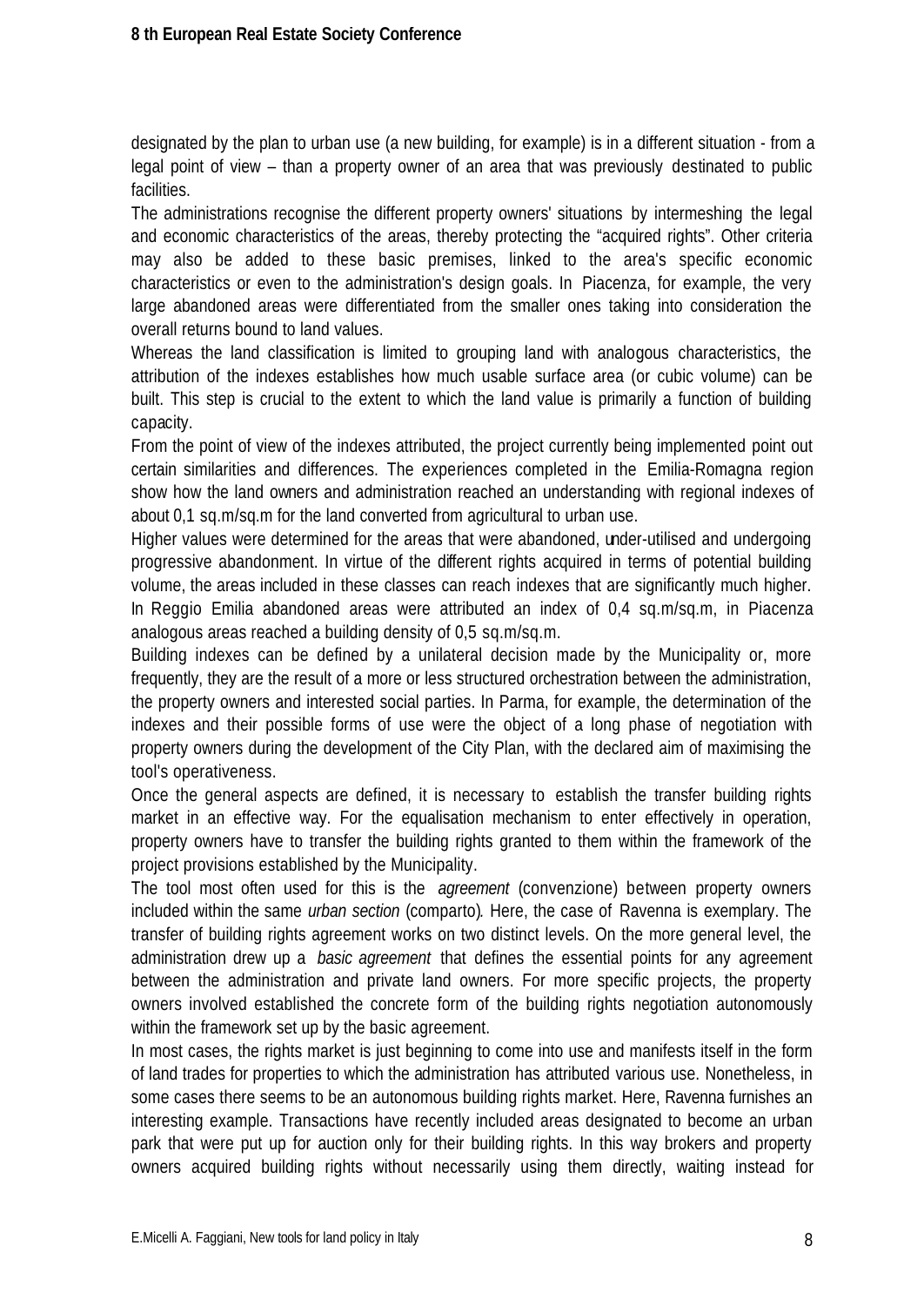designated by the plan to urban use (a new building, for example) is in a different situation - from a legal point of view – than a property owner of an area that was previously destinated to public facilities.

The administrations recognise the different property owners' situations by intermeshing the legal and economic characteristics of the areas, thereby protecting the "acquired rights". Other criteria may also be added to these basic premises, linked to the area's specific economic characteristics or even to the administration's design goals. In Piacenza, for example, the very large abandoned areas were differentiated from the smaller ones taking into consideration the overall returns bound to land values.

Whereas the land classification is limited to grouping land with analogous characteristics, the attribution of the indexes establishes how much usable surface area (or cubic volume) can be built. This step is crucial to the extent to which the land value is primarily a function of building capacity.

From the point of view of the indexes attributed, the project currently being implemented point out certain similarities and differences. The experiences completed in the Emilia-Romagna region show how the land owners and administration reached an understanding with regional indexes of about 0,1 sq.m/sq.m for the land converted from agricultural to urban use.

Higher values were determined for the areas that were abandoned, under-utilised and undergoing progressive abandonment. In virtue of the different rights acquired in terms of potential building volume, the areas included in these classes can reach indexes that are significantly much higher. In Reggio Emilia abandoned areas were attributed an index of 0,4 sq.m/sq.m, in Piacenza analogous areas reached a building density of 0,5 sq.m/sq.m.

Building indexes can be defined by a unilateral decision made by the Municipality or, more frequently, they are the result of a more or less structured orchestration between the administration, the property owners and interested social parties. In Parma, for example, the determination of the indexes and their possible forms of use were the object of a long phase of negotiation with property owners during the development of the City Plan, with the declared aim of maximising the tool's operativeness.

Once the general aspects are defined, it is necessary to establish the transfer building rights market in an effective way. For the equalisation mechanism to enter effectively in operation, property owners have to transfer the building rights granted to them within the framework of the project provisions established by the Municipality.

The tool most often used for this is the *agreement* (convenzione) between property owners included within the same *urban section* (comparto). Here, the case of Ravenna is exemplary. The transfer of building rights agreement works on two distinct levels. On the more general level, the administration drew up a *basic agreement* that defines the essential points for any agreement between the administration and private land owners. For more specific projects, the property owners involved established the concrete form of the building rights negotiation autonomously within the framework set up by the basic agreement.

In most cases, the rights market is just beginning to come into use and manifests itself in the form of land trades for properties to which the administration has attributed various use. Nonetheless, in some cases there seems to be an autonomous building rights market. Here, Ravenna furnishes an interesting example. Transactions have recently included areas designated to become an urban park that were put up for auction only for their building rights. In this way brokers and property owners acquired building rights without necessarily using them directly, waiting instead for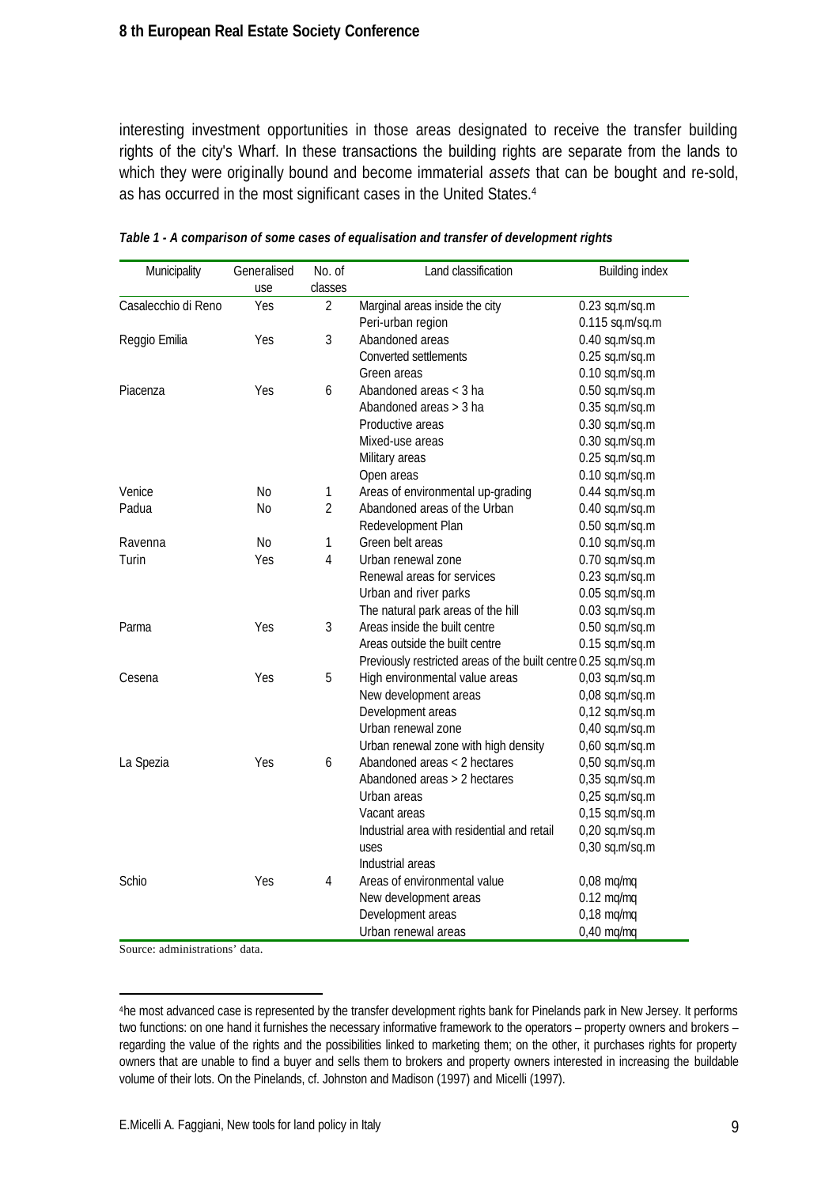interesting investment opportunities in those areas designated to receive the transfer building rights of the city's Wharf. In these transactions the building rights are separate from the lands to which they were originally bound and become immaterial *assets* that can be bought and re-sold, as has occurred in the most significant cases in the United States.[4]

***Table 1 - A comparison of some cases of equalisation and transfer of development rights***

| Municipality | Generalised use | No. of classes | Land classification | Building index |
|---|---|---|---|---|
| Casalecchio di Reno | Yes | 2 | Marginal areas inside the city | 0.23 sq.m/sq.m |
| | | | Peri-urban region | 0.115 sq.m/sq.m |
| Reggio Emilia | Yes | 3 | Abandoned areas | 0.40 sq.m/sq.m |
| | | | Converted settlements | 0.25 sq.m/sq.m |
| | | | Green areas | 0.10 sq.m/sq.m |
| Piacenza | Yes | 6 | Abandoned areas < 3 ha | 0.50 sq.m/sq.m |
| | | | Abandoned areas > 3 ha | 0.35 sq.m/sq.m |
| | | | Productive areas | 0.30 sq.m/sq.m |
| | | | Mixed-use areas | 0.30 sq.m/sq.m |
| | | | Military areas | 0.25 sq.m/sq.m |
| | | | Open areas | 0.10 sq.m/sq.m |
| Venice | No | 1 | Areas of environmental up-grading | 0.44 sq.m/sq.m |
| Padua | No | 2 | Abandoned areas of the Urban | 0.40 sq.m/sq.m |
| | | | Redevelopment Plan | 0.50 sq.m/sq.m |
| Ravenna | No | 1 | Green belt areas | 0.10 sq.m/sq.m |
| Turin | Yes | 4 | Urban renewal zone | 0.70 sq.m/sq.m |
| | | | Renewal areas for services | 0.23 sq.m/sq.m |
| | | | Urban and river parks | 0.05 sq.m/sq.m |
| | | | The natural park areas of the hill | 0.03 sq.m/sq.m |
| Parma | Yes | 3 | Areas inside the built centre | 0.50 sq.m/sq.m |
| | | | Areas outside the built centre | 0.15 sq.m/sq.m |
| | | | Previously restricted areas of the built centre | 0.25 sq.m/sq.m |
| Cesena | Yes | 5 | High environmental value areas | 0,03 sq.m/sq.m |
| | | | New development areas | 0,08 sq.m/sq.m |
| | | | Development areas | 0,12 sq.m/sq.m |
| | | | Urban renewal zone | 0,40 sq.m/sq.m |
| | | | Urban renewal zone with high density | 0,60 sq.m/sq.m |
| La Spezia | Yes | 6 | Abandoned areas < 2 hectares | 0,50 sq.m/sq.m |
| | | | Abandoned areas > 2 hectares | 0,35 sq.m/sq.m |
| | | | Urban areas | 0,25 sq.m/sq.m |
| | | | Vacant areas | 0,15 sq.m/sq.m |
| | | | Industrial area with residential and retail uses | 0,20 sq.m/sq.m |
| | | | Industrial areas | 0,30 sq.m/sq.m |
| Schio | Yes | 4 | Areas of environmental value | 0,08 mq/mq |
| | | | New development areas | 0.12 mq/mq |
| | | | Development areas | 0,18 mq/mq |
| | | | Urban renewal areas | 0,40 mq/mq |

Source: administrations' data.

[4]he most advanced case is represented by the transfer development rights bank for Pinelands park in New Jersey. It performs two functions: on one hand it furnishes the necessary informative framework to the operators – property owners and brokers – regarding the value of the rights and the possibilities linked to marketing them; on the other, it purchases rights for property owners that are unable to find a buyer and sells them to brokers and property owners interested in increasing the buildable volume of their lots. On the Pinelands, cf. Johnston and Madison (1997) and Micelli (1997).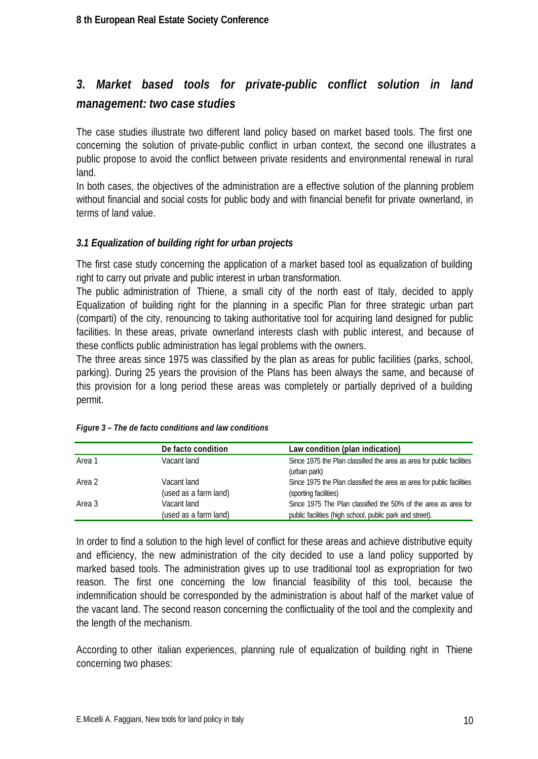## *3. Market based tools for private-public conflict solution in land management: two case studies*

The case studies illustrate two different land policy based on market based tools. The first one concerning the solution of private-public conflict in urban context, the second one illustrates a public propose to avoid the conflict between private residents and environmental renewal in rural land.

In both cases, the objectives of the administration are a effective solution of the planning problem without financial and social costs for public body and with financial benefit for private ownerland, in terms of land value.

### *3.1 Equalization of building right for urban projects*

The first case study concerning the application of a market based tool as equalization of building right to carry out private and public interest in urban transformation.

The public administration of Thiene, a small city of the north east of Italy, decided to apply Equalization of building right for the planning in a specific Plan for three strategic urban part (comparti) of the city, renouncing to taking authoritative tool for acquiring land designed for public facilities. In these areas, private ownerland interests clash with public interest, and because of these conflicts public administration has legal problems with the owners.

The three areas since 1975 was classified by the plan as areas for public facilities (parks, school, parking). During 25 years the provision of the Plans has been always the same, and because of this provision for a long period these areas was completely or partially deprived of a building permit.

*Figure 3 – The de facto conditions and law conditions*

| | De facto condition | Law condition (plan indication) |
|---|---|---|
| Area 1 | Vacant land | Since 1975 the Plan classified the area as area for public facilities (urban park) |
| Area 2 | Vacant land (used as a farm land) | Since 1975 the Plan classified the area as area for public facilities (sporting facilities) |
| Area 3 | Vacant land (used as a farm land) | Since 1975 The Plan classified the 50% of the area as area for public facilities (high school, public park and street). |

In order to find a solution to the high level of conflict for these areas and achieve distributive equity and efficiency, the new administration of the city decided to use a land policy supported by marked based tools. The administration gives up to use traditional tool as expropriation for two reason. The first one concerning the low financial feasibility of this tool, because the indemnification should be corresponded by the administration is about half of the market value of the vacant land. The second reason concerning the conflictuality of the tool and the complexity and the length of the mechanism.

According to other italian experiences, planning rule of equalization of building right in Thiene concerning two phases: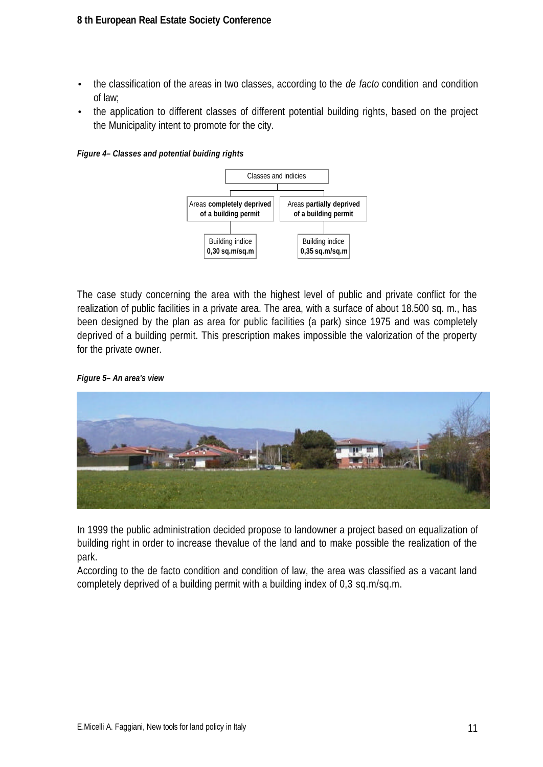- the classification of the areas in two classes, according to the *de facto* condition and condition of law;
- the application to different classes of different potential building rights, based on the project the Municipality intent to promote for the city.

***Figure 4– Classes and potential buiding rights***

Classes and indicies

| Areas **completely deprived of a building permit** | Areas **partially deprived of a building permit** |
| --- | --- |
| Building indice **0,30 sq.m/sq.m** | Building indice **0,35 sq.m/sq.m** |

The case study concerning the area with the highest level of public and private conflict for the realization of public facilities in a private area. The area, with a surface of about 18.500 sq. m., has been designed by the plan as area for public facilities (a park) since 1975 and was completely deprived of a building permit. This prescription makes impossible the valorization of the property for the private owner.

***Figure 5– An area's view***

In 1999 the public administration decided propose to landowner a project based on equalization of building right in order to increase thevalue of the land and to make possible the realization of the park.

According to the de facto condition and condition of law, the area was classified as a vacant land completely deprived of a building permit with a building index of 0,3 sq.m/sq.m.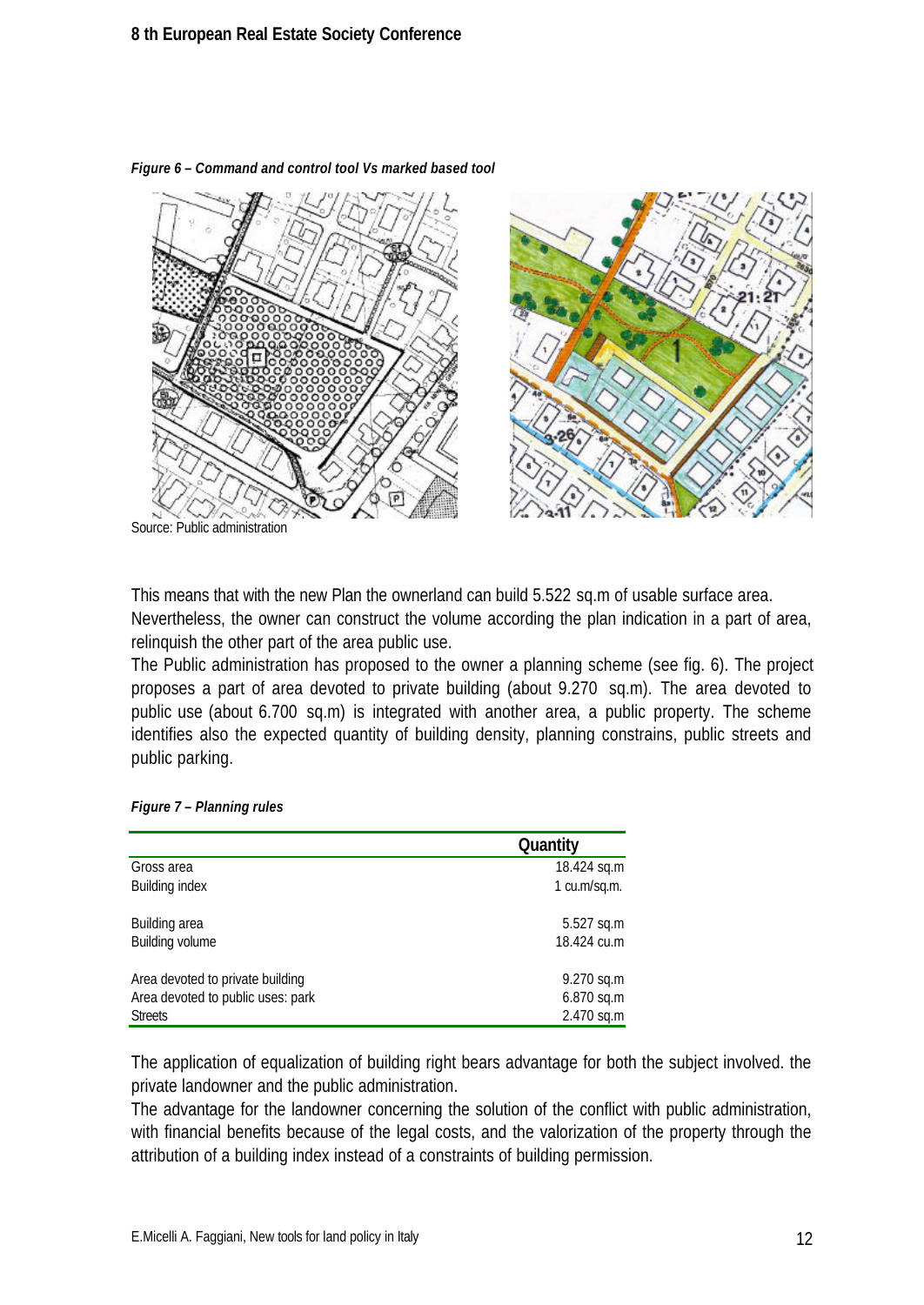*Figure 6 – Command and control tool Vs marked based tool*

Source: Public administration

This means that with the new Plan the ownerland can build 5.522 sq.m of usable surface area.

Nevertheless, the owner can construct the volume according the plan indication in a part of area, relinquish the other part of the area public use.

The Public administration has proposed to the owner a planning scheme (see fig. 6). The project proposes a part of area devoted to private building (about 9.270 sq.m). The area devoted to public use (about 6.700 sq.m) is integrated with another area, a public property. The scheme identifies also the expected quantity of building density, planning constrains, public streets and public parking.

*Figure 7 – Planning rules*

| | Quantity |
|---|---|
| Gross area | 18.424 sq.m |
| Building index | 1 cu.m/sq.m. |
| Building area | 5.527 sq.m |
| Building volume | 18.424 cu.m |
| Area devoted to private building | 9.270 sq.m |
| Area devoted to public uses: park | 6.870 sq.m |
| Streets | 2.470 sq.m |

The application of equalization of building right bears advantage for both the subject involved. the private landowner and the public administration.

The advantage for the landowner concerning the solution of the conflict with public administration, with financial benefits because of the legal costs, and the valorization of the property through the attribution of a building index instead of a constraints of building permission.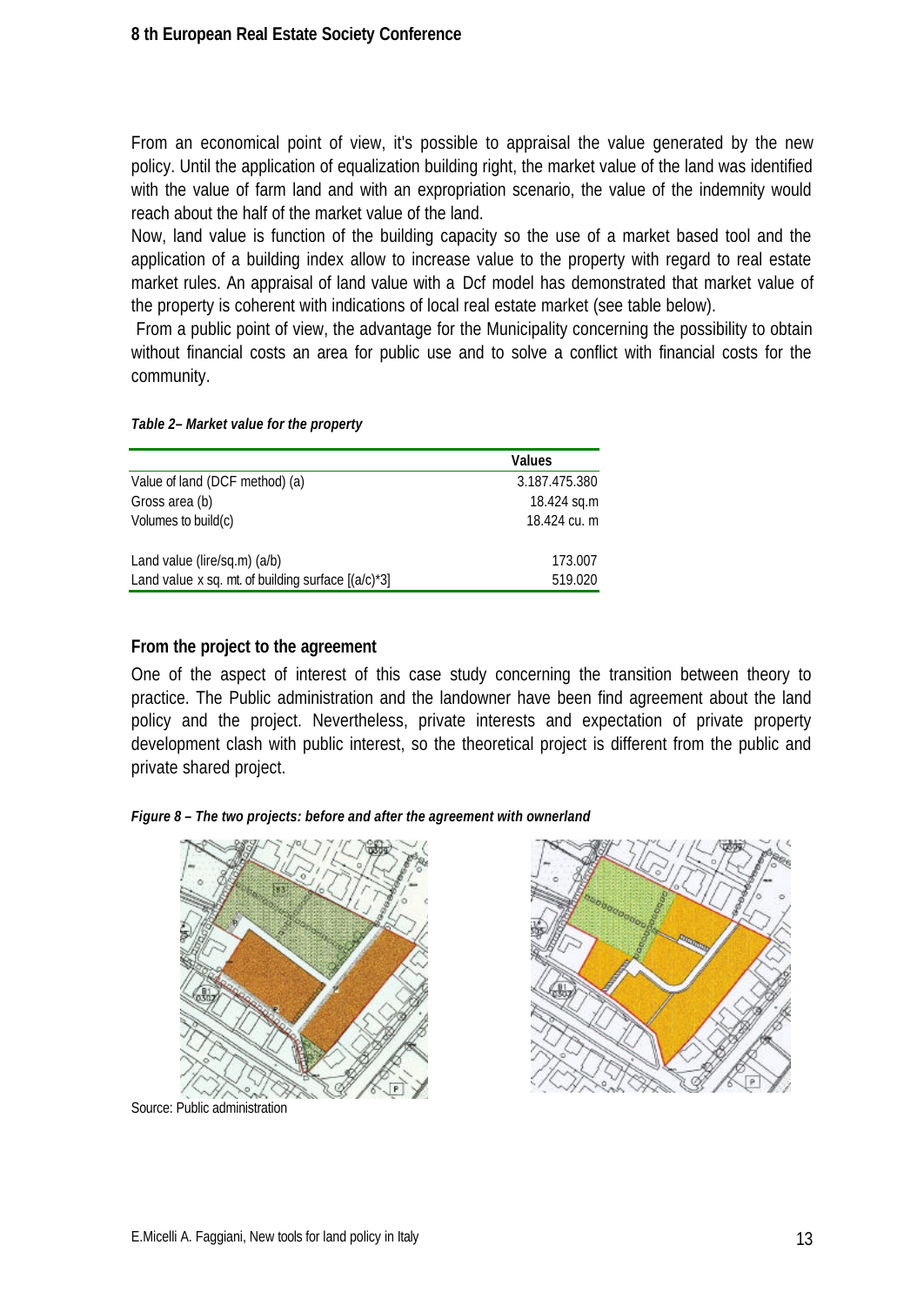From an economical point of view, it's possible to appraisal the value generated by the new policy. Until the application of equalization building right, the market value of the land was identified with the value of farm land and with an expropriation scenario, the value of the indemnity would reach about the half of the market value of the land.

Now, land value is function of the building capacity so the use of a market based tool and the application of a building index allow to increase value to the property with regard to real estate market rules. An appraisal of land value with a Dcf model has demonstrated that market value of the property is coherent with indications of local real estate market (see table below).

From a public point of view, the advantage for the Municipality concerning the possibility to obtain without financial costs an area for public use and to solve a conflict with financial costs for the community.

*Table 2– Market value for the property*

| | Values |
|---|---|
| Value of land (DCF method) (a) | 3.187.475.380 |
| Gross area (b) | 18.424 sq.m |
| Volumes to build(c) | 18.424 cu. m |
| | |
| Land value (lire/sq.m) (a/b) | 173.007 |
| Land value x sq. mt. of building surface [(a/c)*3] | 519.020 |

## From the project to the agreement

One of the aspect of interest of this case study concerning the transition between theory to practice. The Public administration and the landowner have been find agreement about the land policy and the project. Nevertheless, private interests and expectation of private property development clash with public interest, so the theoretical project is different from the public and private shared project.

*Figure 8 – The two projects: before and after the agreement with ownerland*

Source: Public administration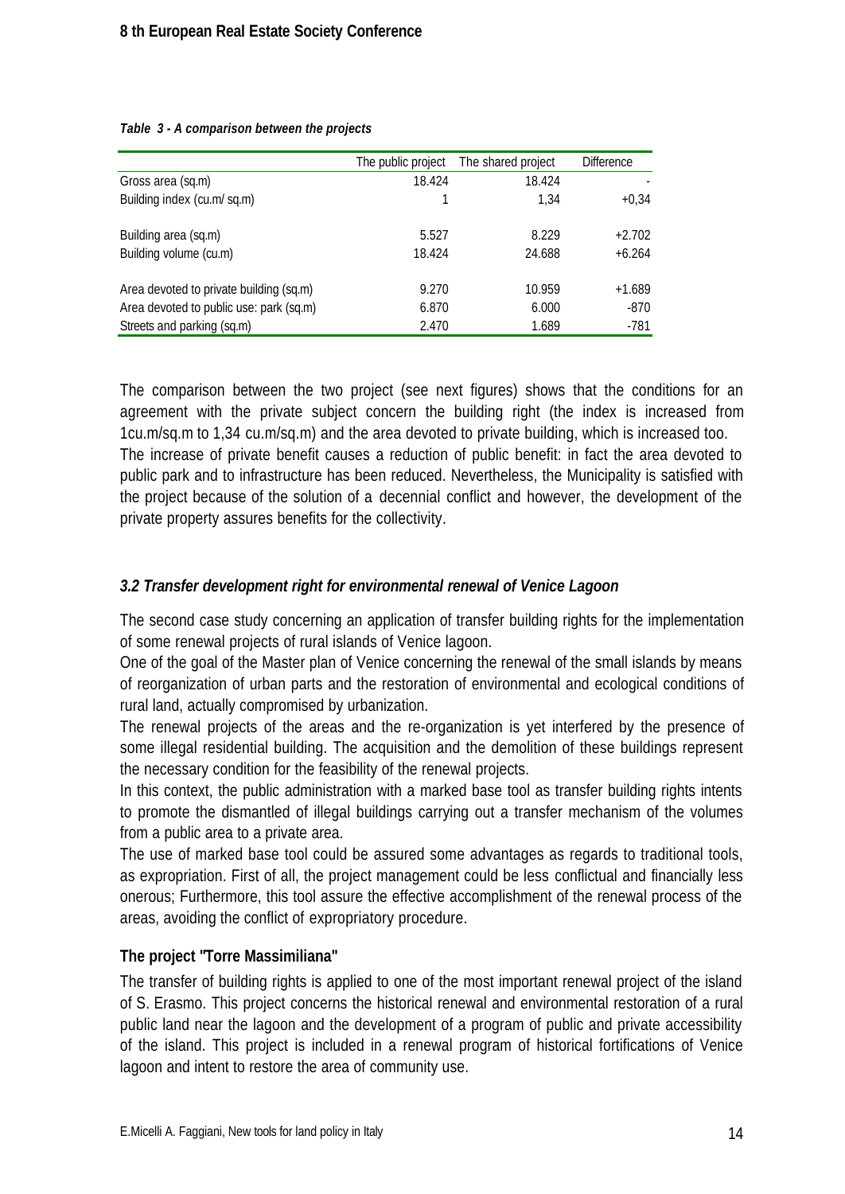*Table 3 - A comparison between the projects*

| | The public project | The shared project | Difference |
|---|---|---|---|
| Gross area (sq.m) | 18.424 | 18.424 | - |
| Building index (cu.m/ sq.m) | 1 | 1,34 | +0,34 |
| Building area (sq.m) | 5.527 | 8.229 | +2.702 |
| Building volume (cu.m) | 18.424 | 24.688 | +6.264 |
| Area devoted to private building (sq.m) | 9.270 | 10.959 | +1.689 |
| Area devoted to public use: park (sq.m) | 6.870 | 6.000 | -870 |
| Streets and parking (sq.m) | 2.470 | 1.689 | -781 |

The comparison between the two project (see next figures) shows that the conditions for an agreement with the private subject concern the building right (the index is increased from 1cu.m/sq.m to 1,34 cu.m/sq.m) and the area devoted to private building, which is increased too.
The increase of private benefit causes a reduction of public benefit: in fact the area devoted to public park and to infrastructure has been reduced. Nevertheless, the Municipality is satisfied with the project because of the solution of a decennial conflict and however, the development of the private property assures benefits for the collectivity.

### *3.2 Transfer development right for environmental renewal of Venice Lagoon*

The second case study concerning an application of transfer building rights for the implementation of some renewal projects of rural islands of Venice lagoon.
One of the goal of the Master plan of Venice concerning the renewal of the small islands by means of reorganization of urban parts and the restoration of environmental and ecological conditions of rural land, actually compromised by urbanization.
The renewal projects of the areas and the re-organization is yet interfered by the presence of some illegal residential building. The acquisition and the demolition of these buildings represent the necessary condition for the feasibility of the renewal projects.
In this context, the public administration with a marked base tool as transfer building rights intents to promote the dismantled of illegal buildings carrying out a transfer mechanism of the volumes from a public area to a private area.
The use of marked base tool could be assured some advantages as regards to traditional tools, as expropriation. First of all, the project management could be less conflictual and financially less onerous; Furthermore, this tool assure the effective accomplishment of the renewal process of the areas, avoiding the conflict of expropriatory procedure.

#### The project "Torre Massimiliana"

The transfer of building rights is applied to one of the most important renewal project of the island of S. Erasmo. This project concerns the historical renewal and environmental restoration of a rural public land near the lagoon and the development of a program of public and private accessibility of the island. This project is included in a renewal program of historical fortifications of Venice lagoon and intent to restore the area of community use.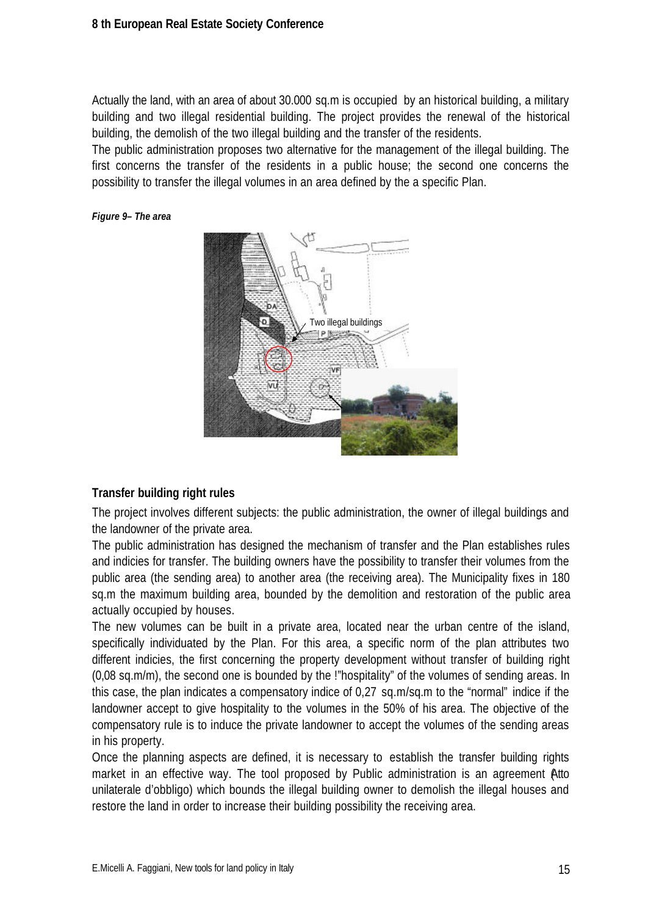Actually the land, with an area of about 30.000 sq.m is occupied by an historical building, a military building and two illegal residential building. The project provides the renewal of the historical building, the demolish of the two illegal building and the transfer of the residents.

The public administration proposes two alternative for the management of the illegal building. The first concerns the transfer of the residents in a public house; the second one concerns the possibility to transfer the illegal volumes in an area defined by the a specific Plan.

***Figure 9– The area***

### Transfer building right rules

The project involves different subjects: the public administration, the owner of illegal buildings and the landowner of the private area.

The public administration has designed the mechanism of transfer and the Plan establishes rules and indicies for transfer. The building owners have the possibility to transfer their volumes from the public area (the sending area) to another area (the receiving area). The Municipality fixes in 180 sq.m the maximum building area, bounded by the demolition and restoration of the public area actually occupied by houses.

The new volumes can be built in a private area, located near the urban centre of the island, specifically individuated by the Plan. For this area, a specific norm of the plan attributes two different indicies, the first concerning the property development without transfer of building right (0,08 sq.m/m), the second one is bounded by the !"hospitality" of the volumes of sending areas. In this case, the plan indicates a compensatory indice of 0,27 sq.m/sq.m to the "normal" indice if the landowner accept to give hospitality to the volumes in the 50% of his area. The objective of the compensatory rule is to induce the private landowner to accept the volumes of the sending areas in his property.

Once the planning aspects are defined, it is necessary to establish the transfer building rights market in an effective way. The tool proposed by Public administration is an agreement (Atto unilaterale d'obbligo) which bounds the illegal building owner to demolish the illegal houses and restore the land in order to increase their building possibility the receiving area.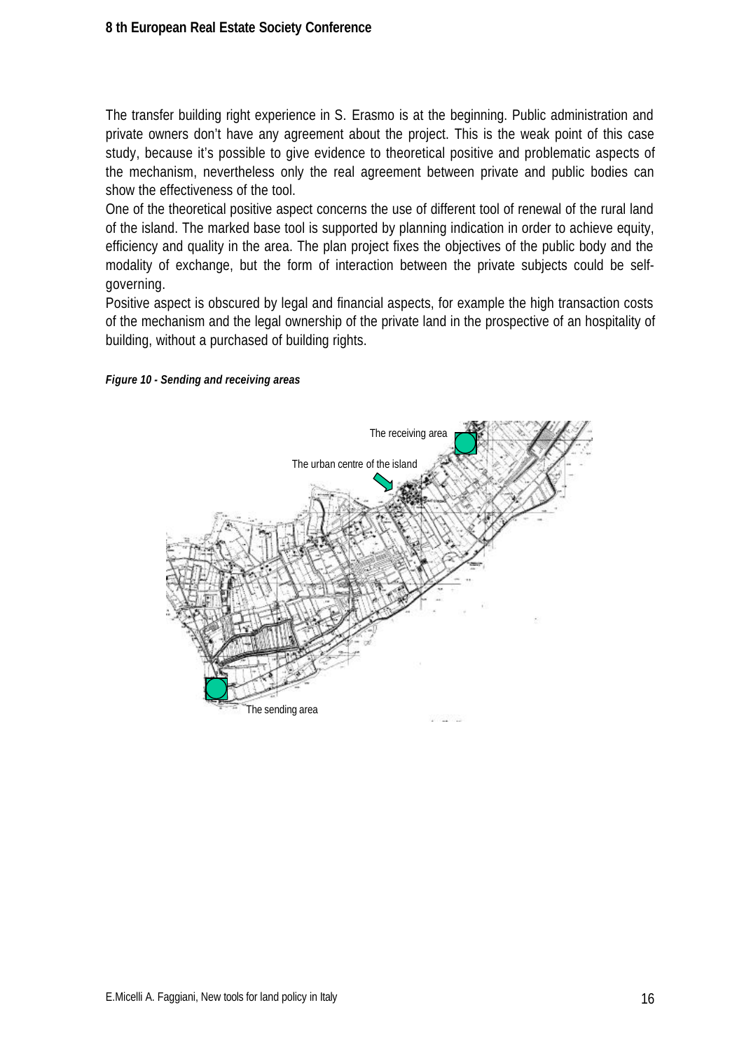The transfer building right experience in S. Erasmo is at the beginning. Public administration and private owners don't have any agreement about the project. This is the weak point of this case study, because it's possible to give evidence to theoretical positive and problematic aspects of the mechanism, nevertheless only the real agreement between private and public bodies can show the effectiveness of the tool.

One of the theoretical positive aspect concerns the use of different tool of renewal of the rural land of the island. The marked base tool is supported by planning indication in order to achieve equity, efficiency and quality in the area. The plan project fixes the objectives of the public body and the modality of exchange, but the form of interaction between the private subjects could be self-governing.

Positive aspect is obscured by legal and financial aspects, for example the high transaction costs of the mechanism and the legal ownership of the private land in the prospective of an hospitality of building, without a purchased of building rights.

***Figure 10 - Sending and receiving areas***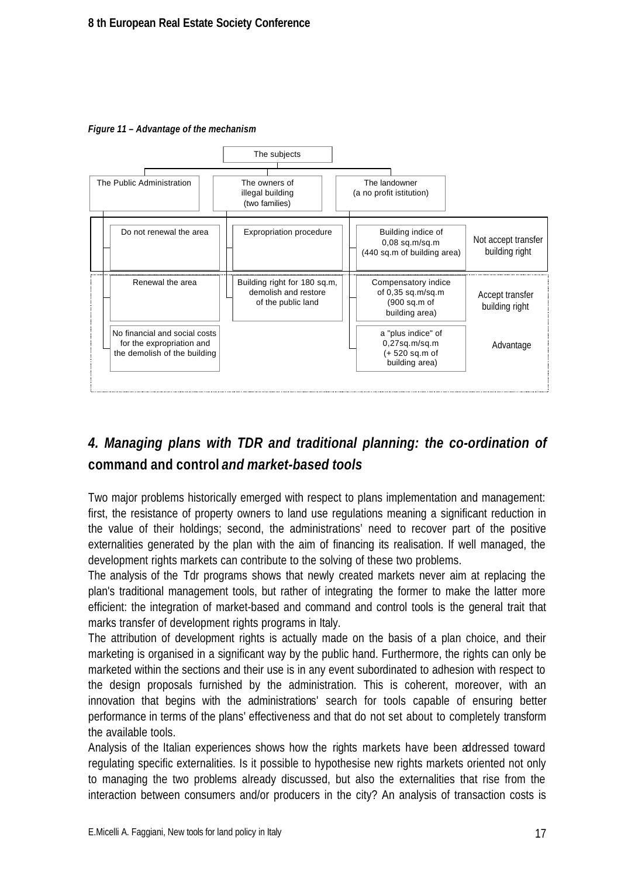*Figure 11 – Advantage of the mechanism*

| The subjects | | | |
|---|---|---|---|
| The Public Administration | The owners of illegal building (two families) | The landowner (a no profit istitution) | |
| Do not renewal the area | Expropriation procedure | Building indice of 0,08 sq.m/sq.m (440 sq.m of building area) | Not accept transfer building right |
| Renewal the area | Building right for 180 sq.m, demolish and restore of the public land | Compensatory indice of 0,35 sq.m/sq.m (900 sq.m of building area) | Accept transfer building right |
| No financial and social costs for the expropriation and the demolish of the building | | a "plus indice" of 0,27sq.m/sq.m (+ 520 sq.m of building area) | Advantage |

## *4. Managing plans with TDR and traditional planning: the co-ordination of* **command and control** *and market-based tools*

Two major problems historically emerged with respect to plans implementation and management: first, the resistance of property owners to land use regulations meaning a significant reduction in the value of their holdings; second, the administrations' need to recover part of the positive externalities generated by the plan with the aim of financing its realisation. If well managed, the development rights markets can contribute to the solving of these two problems.

The analysis of the Tdr programs shows that newly created markets never aim at replacing the plan's traditional management tools, but rather of integrating the former to make the latter more efficient: the integration of market-based and command and control tools is the general trait that marks transfer of development rights programs in Italy.

The attribution of development rights is actually made on the basis of a plan choice, and their marketing is organised in a significant way by the public hand. Furthermore, the rights can only be marketed within the sections and their use is in any event subordinated to adhesion with respect to the design proposals furnished by the administration. This is coherent, moreover, with an innovation that begins with the administrations' search for tools capable of ensuring better performance in terms of the plans' effectiveness and that do not set about to completely transform the available tools.

Analysis of the Italian experiences shows how the rights markets have been addressed toward regulating specific externalities. Is it possible to hypothesise new rights markets oriented not only to managing the two problems already discussed, but also the externalities that rise from the interaction between consumers and/or producers in the city? An analysis of transaction costs is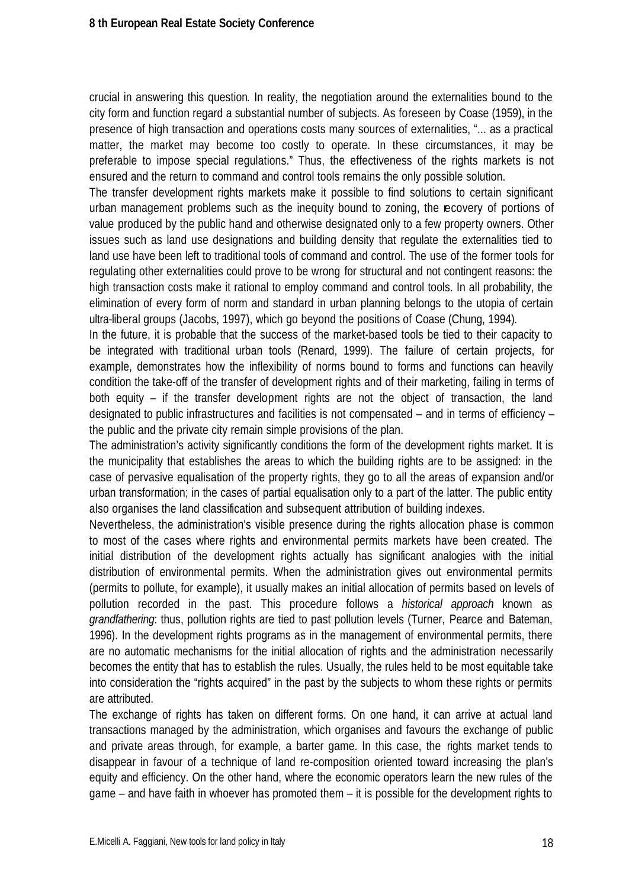crucial in answering this question. In reality, the negotiation around the externalities bound to the city form and function regard a substantial number of subjects. As foreseen by Coase (1959), in the presence of high transaction and operations costs many sources of externalities, "... as a practical matter, the market may become too costly to operate. In these circumstances, it may be preferable to impose special regulations." Thus, the effectiveness of the rights markets is not ensured and the return to command and control tools remains the only possible solution.

The transfer development rights markets make it possible to find solutions to certain significant urban management problems such as the inequity bound to zoning, the recovery of portions of value produced by the public hand and otherwise designated only to a few property owners. Other issues such as land use designations and building density that regulate the externalities tied to land use have been left to traditional tools of command and control. The use of the former tools for regulating other externalities could prove to be wrong for structural and not contingent reasons: the high transaction costs make it rational to employ command and control tools. In all probability, the elimination of every form of norm and standard in urban planning belongs to the utopia of certain ultra-liberal groups (Jacobs, 1997), which go beyond the positions of Coase (Chung, 1994).

In the future, it is probable that the success of the market-based tools be tied to their capacity to be integrated with traditional urban tools (Renard, 1999). The failure of certain projects, for example, demonstrates how the inflexibility of norms bound to forms and functions can heavily condition the take-off of the transfer of development rights and of their marketing, failing in terms of both equity – if the transfer development rights are not the object of transaction, the land designated to public infrastructures and facilities is not compensated – and in terms of efficiency – the public and the private city remain simple provisions of the plan.

The administration's activity significantly conditions the form of the development rights market. It is the municipality that establishes the areas to which the building rights are to be assigned: in the case of pervasive equalisation of the property rights, they go to all the areas of expansion and/or urban transformation; in the cases of partial equalisation only to a part of the latter. The public entity also organises the land classification and subsequent attribution of building indexes.

Nevertheless, the administration's visible presence during the rights allocation phase is common to most of the cases where rights and environmental permits markets have been created. The initial distribution of the development rights actually has significant analogies with the initial distribution of environmental permits. When the administration gives out environmental permits (permits to pollute, for example), it usually makes an initial allocation of permits based on levels of pollution recorded in the past. This procedure follows a *historical approach* known as *grandfathering*: thus, pollution rights are tied to past pollution levels (Turner, Pearce and Bateman, 1996). In the development rights programs as in the management of environmental permits, there are no automatic mechanisms for the initial allocation of rights and the administration necessarily becomes the entity that has to establish the rules. Usually, the rules held to be most equitable take into consideration the "rights acquired" in the past by the subjects to whom these rights or permits are attributed.

The exchange of rights has taken on different forms. On one hand, it can arrive at actual land transactions managed by the administration, which organises and favours the exchange of public and private areas through, for example, a barter game. In this case, the rights market tends to disappear in favour of a technique of land re-composition oriented toward increasing the plan's equity and efficiency. On the other hand, where the economic operators learn the new rules of the game – and have faith in whoever has promoted them – it is possible for the development rights to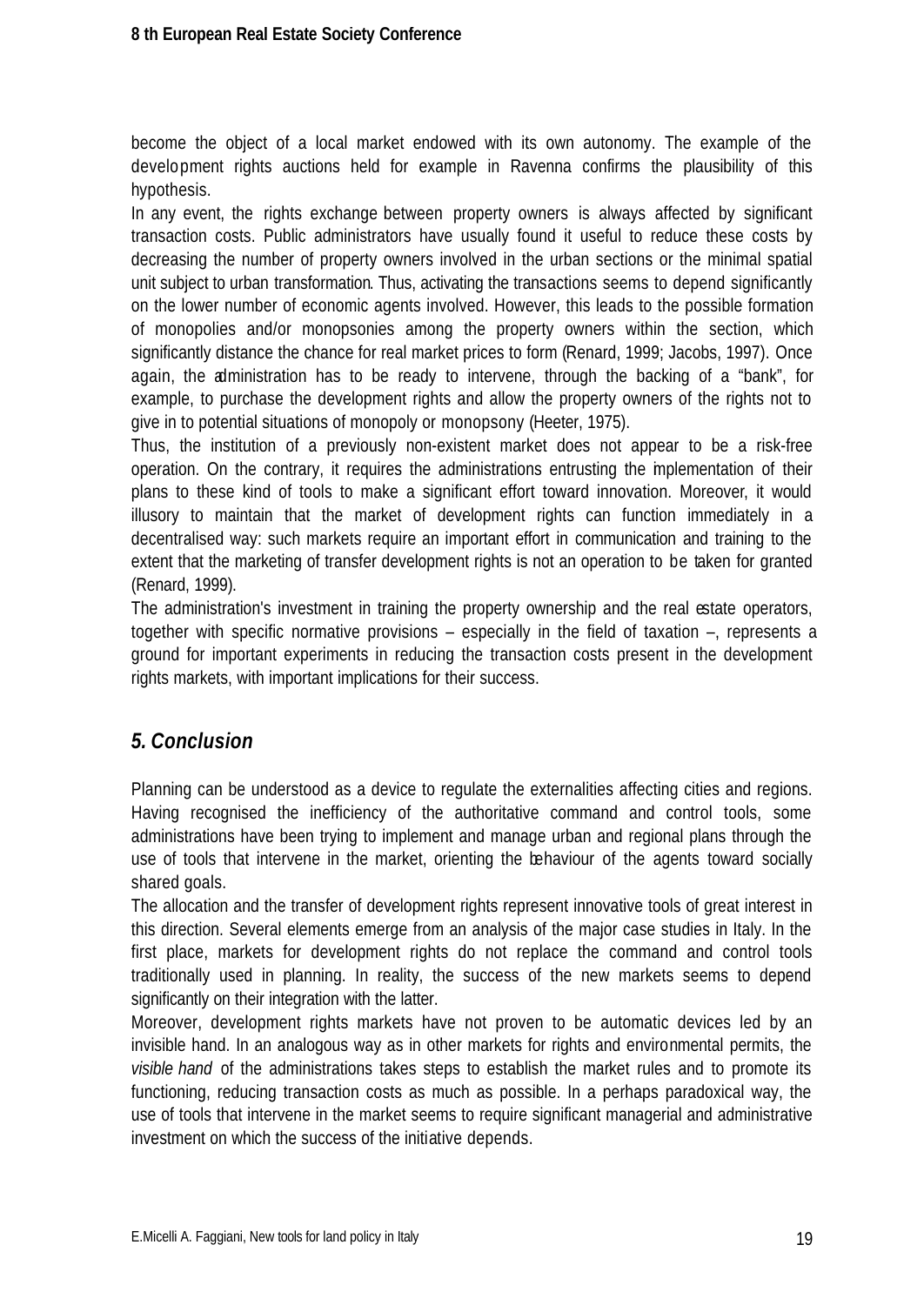become the object of a local market endowed with its own autonomy. The example of the development rights auctions held for example in Ravenna confirms the plausibility of this hypothesis.

In any event, the rights exchange between property owners is always affected by significant transaction costs. Public administrators have usually found it useful to reduce these costs by decreasing the number of property owners involved in the urban sections or the minimal spatial unit subject to urban transformation. Thus, activating the transactions seems to depend significantly on the lower number of economic agents involved. However, this leads to the possible formation of monopolies and/or monopsonies among the property owners within the section, which significantly distance the chance for real market prices to form (Renard, 1999; Jacobs, 1997). Once again, the administration has to be ready to intervene, through the backing of a "bank", for example, to purchase the development rights and allow the property owners of the rights not to give in to potential situations of monopoly or monopsony (Heeter, 1975).

Thus, the institution of a previously non-existent market does not appear to be a risk-free operation. On the contrary, it requires the administrations entrusting the implementation of their plans to these kind of tools to make a significant effort toward innovation. Moreover, it would illusory to maintain that the market of development rights can function immediately in a decentralised way: such markets require an important effort in communication and training to the extent that the marketing of transfer development rights is not an operation to be taken for granted (Renard, 1999).

The administration's investment in training the property ownership and the real estate operators, together with specific normative provisions – especially in the field of taxation –, represents a ground for important experiments in reducing the transaction costs present in the development rights markets, with important implications for their success.

## *5. Conclusion*

Planning can be understood as a device to regulate the externalities affecting cities and regions. Having recognised the inefficiency of the authoritative command and control tools, some administrations have been trying to implement and manage urban and regional plans through the use of tools that intervene in the market, orienting the behaviour of the agents toward socially shared goals.

The allocation and the transfer of development rights represent innovative tools of great interest in this direction. Several elements emerge from an analysis of the major case studies in Italy. In the first place, markets for development rights do not replace the command and control tools traditionally used in planning. In reality, the success of the new markets seems to depend significantly on their integration with the latter.

Moreover, development rights markets have not proven to be automatic devices led by an invisible hand. In an analogous way as in other markets for rights and environmental permits, the *visible hand* of the administrations takes steps to establish the market rules and to promote its functioning, reducing transaction costs as much as possible. In a perhaps paradoxical way, the use of tools that intervene in the market seems to require significant managerial and administrative investment on which the success of the initiative depends.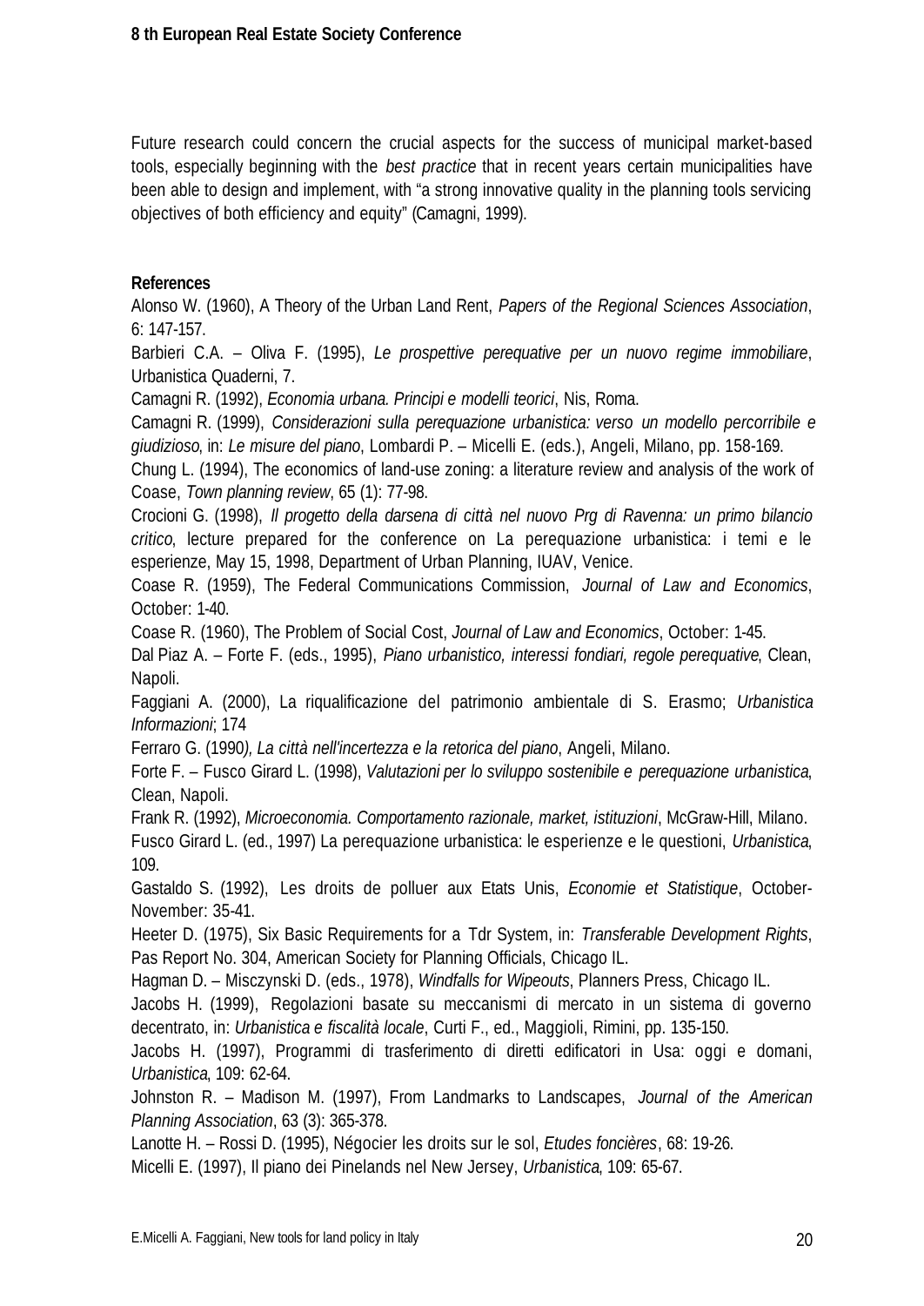Future research could concern the crucial aspects for the success of municipal market-based tools, especially beginning with the *best practice* that in recent years certain municipalities have been able to design and implement, with "a strong innovative quality in the planning tools servicing objectives of both efficiency and equity" (Camagni, 1999).

**References**

Alonso W. (1960), A Theory of the Urban Land Rent, *Papers of the Regional Sciences Association*, 6: 147-157.

Barbieri C.A. – Oliva F. (1995), *Le prospettive perequative per un nuovo regime immobiliare*, Urbanistica Quaderni, 7.

Camagni R. (1992), *Economia urbana. Principi e modelli teorici*, Nis, Roma.

Camagni R. (1999), *Considerazioni sulla perequazione urbanistica: verso un modello percorribile e giudizioso*, in: *Le misure del piano*, Lombardi P. – Micelli E. (eds.), Angeli, Milano, pp. 158-169.

Chung L. (1994), The economics of land-use zoning: a literature review and analysis of the work of Coase, *Town planning review*, 65 (1): 77-98.

Crocioni G. (1998), *Il progetto della darsena di città nel nuovo Prg di Ravenna: un primo bilancio critico*, lecture prepared for the conference on La perequazione urbanistica: i temi e le esperienze, May 15, 1998, Department of Urban Planning, IUAV, Venice.

Coase R. (1959), The Federal Communications Commission, *Journal of Law and Economics*, October: 1-40.

Coase R. (1960), The Problem of Social Cost, *Journal of Law and Economics*, October: 1-45.

Dal Piaz A. – Forte F. (eds., 1995), *Piano urbanistico, interessi fondiari, regole perequative*, Clean, Napoli.

Faggiani A. (2000), La riqualificazione del patrimonio ambientale di S. Erasmo; *Urbanistica Informazioni*; 174

Ferraro G. (1990*), La città nell'incertezza e la retorica del piano*, Angeli, Milano.

Forte F. – Fusco Girard L. (1998), *Valutazioni per lo sviluppo sostenibile e perequazione urbanistica*, Clean, Napoli.

Frank R. (1992), *Microeconomia. Comportamento razionale, market, istituzioni*, McGraw-Hill, Milano.

Fusco Girard L. (ed., 1997) La perequazione urbanistica: le esperienze e le questioni, *Urbanistica*, 109.

Gastaldo S. (1992), Les droits de polluer aux Etats Unis, *Economie et Statistique*, October-November: 35-41.

Heeter D. (1975), Six Basic Requirements for a Tdr System, in: *Transferable Development Rights*, Pas Report No. 304, American Society for Planning Officials, Chicago IL.

Hagman D. – Misczynski D. (eds., 1978), *Windfalls for Wipeouts*, Planners Press, Chicago IL.

Jacobs H. (1999), Regolazioni basate su meccanismi di mercato in un sistema di governo decentrato, in: *Urbanistica e fiscalità locale*, Curti F., ed., Maggioli, Rimini, pp. 135-150.

Jacobs H. (1997), Programmi di trasferimento di diretti edificatori in Usa: oggi e domani, *Urbanistica*, 109: 62-64.

Johnston R. – Madison M. (1997), From Landmarks to Landscapes, *Journal of the American Planning Association*, 63 (3): 365-378.

Lanotte H. – Rossi D. (1995), Négocier les droits sur le sol, *Etudes foncières*, 68: 19-26.

Micelli E. (1997), Il piano dei Pinelands nel New Jersey, *Urbanistica*, 109: 65-67.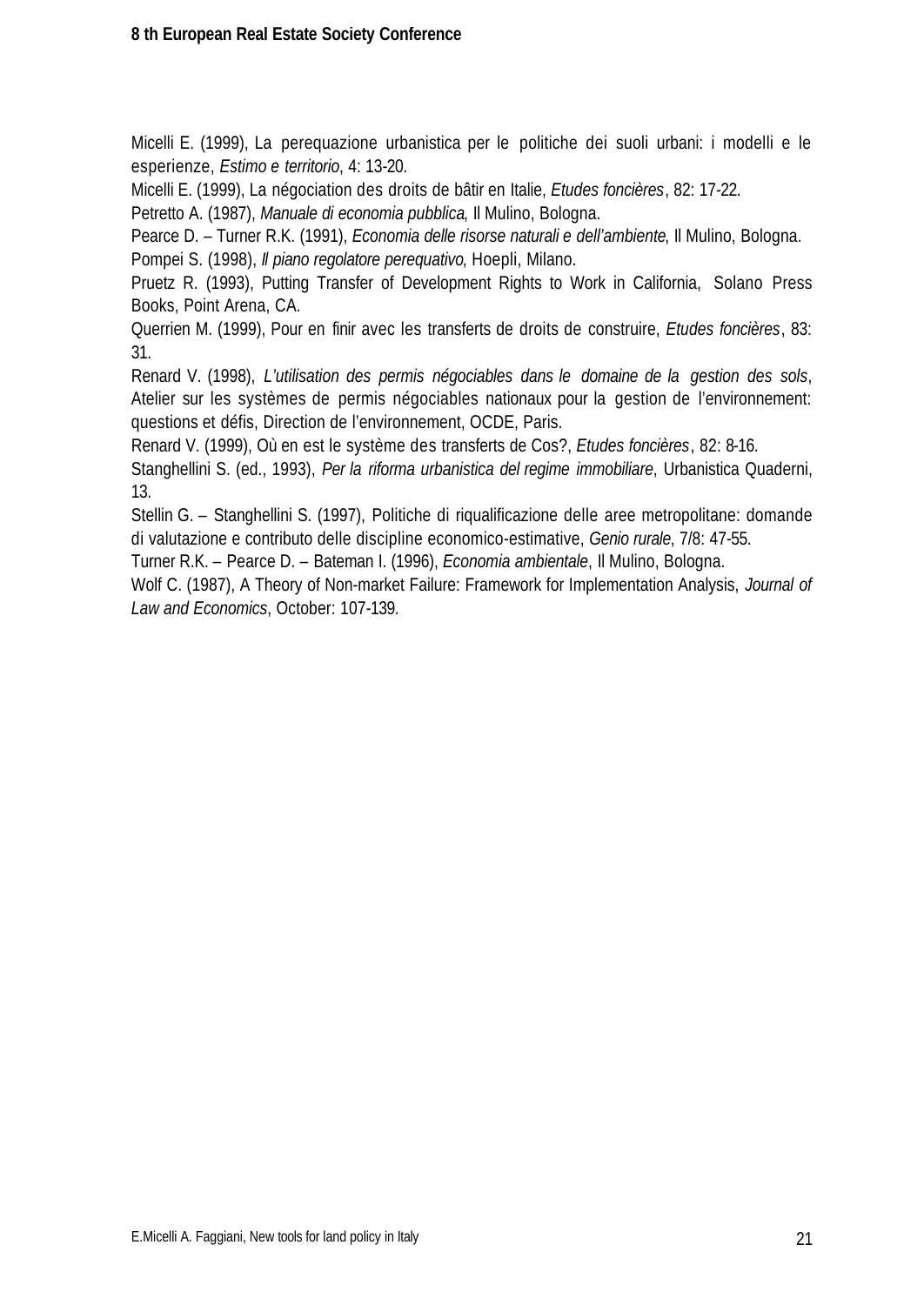Micelli E. (1999), La perequazione urbanistica per le politiche dei suoli urbani: i modelli e le esperienze, *Estimo e territorio*, 4: 13-20.

Micelli E. (1999), La négociation des droits de bâtir en Italie, *Etudes foncières*, 82: 17-22.

Petretto A. (1987), *Manuale di economia pubblica*, Il Mulino, Bologna.

Pearce D. – Turner R.K. (1991), *Economia delle risorse naturali e dell'ambiente*, Il Mulino, Bologna.

Pompei S. (1998), *Il piano regolatore perequativo*, Hoepli, Milano.

Pruetz R. (1993), Putting Transfer of Development Rights to Work in California, Solano Press Books, Point Arena, CA.

Querrien M. (1999), Pour en finir avec les transferts de droits de construire, *Etudes foncières*, 83: 31.

Renard V. (1998), *L'utilisation des permis négociables dans le domaine de la gestion des sols*, Atelier sur les systèmes de permis négociables nationaux pour la gestion de l'environnement: questions et défis, Direction de l'environnement, OCDE, Paris.

Renard V. (1999), Où en est le système des transferts de Cos?, *Etudes foncières*, 82: 8-16.

Stanghellini S. (ed., 1993), *Per la riforma urbanistica del regime immobiliare*, Urbanistica Quaderni, 13.

Stellin G. – Stanghellini S. (1997), Politiche di riqualificazione delle aree metropolitane: domande di valutazione e contributo delle discipline economico-estimative, *Genio rurale*, 7/8: 47-55.

Turner R.K. – Pearce D. – Bateman I. (1996), *Economia ambientale*, Il Mulino, Bologna.

Wolf C. (1987), A Theory of Non-market Failure: Framework for Implementation Analysis, *Journal of Law and Economics*, October: 107-139.